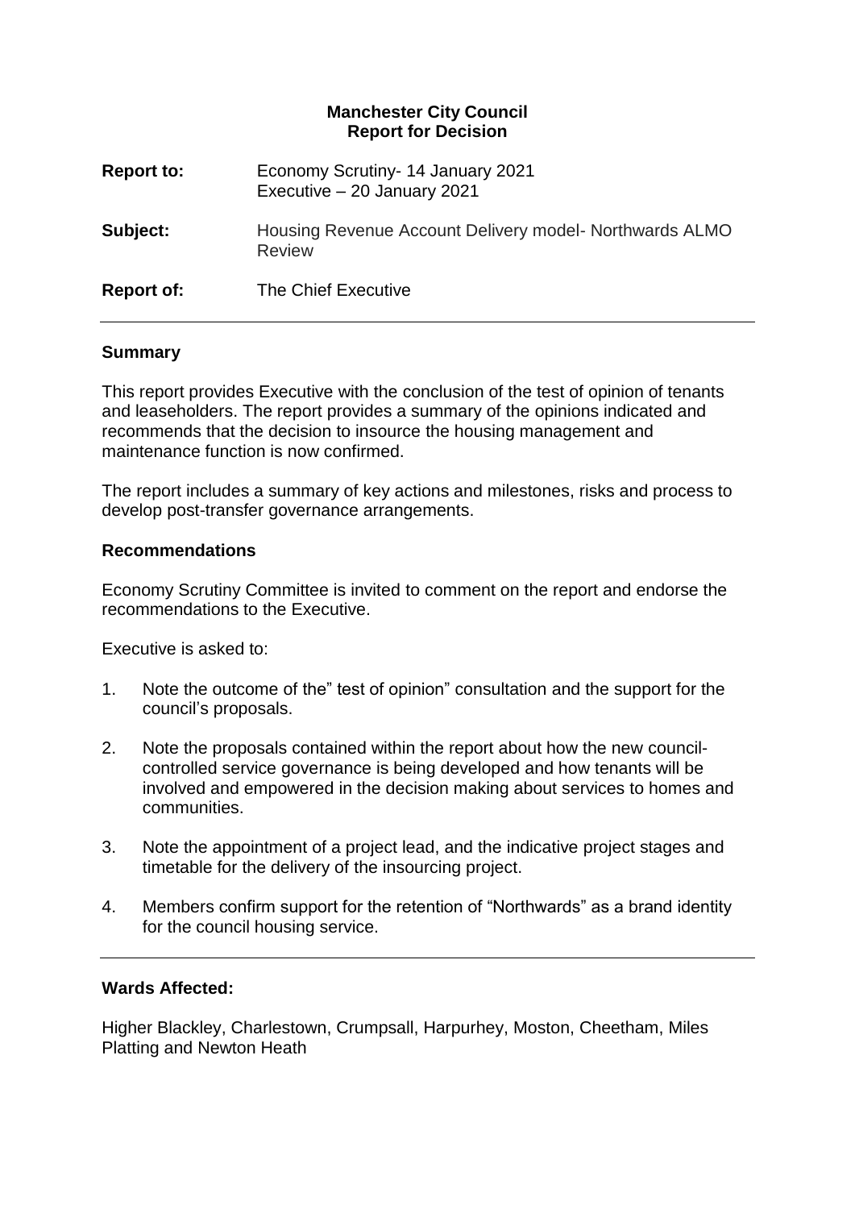**Manchester City Council**
**Report for Decision**

| | |
|---|---|
| **Report to:** | Economy Scrutiny- 14 January 2021<br>Executive – 20 January 2021 |
| **Subject:** | Housing Revenue Account Delivery model- Northwards ALMO Review |
| **Report of:** | The Chief Executive |

---

## Summary

This report provides Executive with the conclusion of the test of opinion of tenants and leaseholders. The report provides a summary of the opinions indicated and recommends that the decision to insource the housing management and maintenance function is now confirmed.

The report includes a summary of key actions and milestones, risks and process to develop post-transfer governance arrangements.

## Recommendations

Economy Scrutiny Committee is invited to comment on the report and endorse the recommendations to the Executive.

Executive is asked to:

1. Note the outcome of the" test of opinion" consultation and the support for the council's proposals.

2. Note the proposals contained within the report about how the new council-controlled service governance is being developed and how tenants will be involved and empowered in the decision making about services to homes and communities.

3. Note the appointment of a project lead, and the indicative project stages and timetable for the delivery of the insourcing project.

4. Members confirm support for the retention of "Northwards" as a brand identity for the council housing service.

---

## Wards Affected:

Higher Blackley, Charlestown, Crumpsall, Harpurhey, Moston, Cheetham, Miles Platting and Newton Heath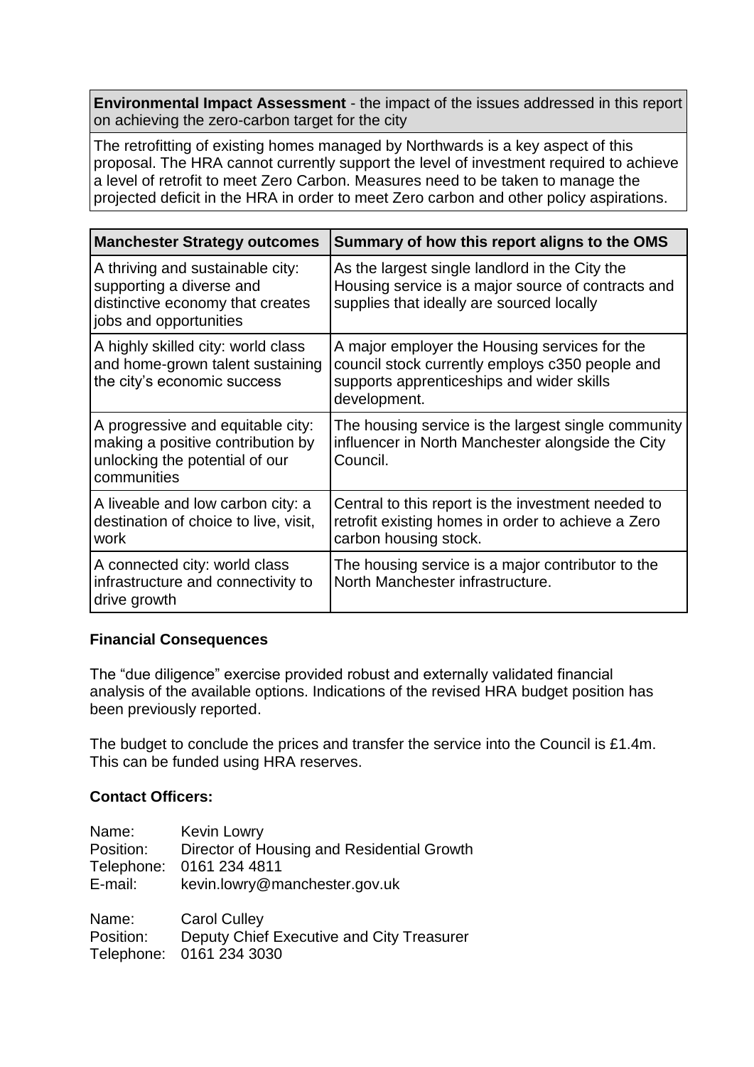| **Environmental Impact Assessment** - the impact of the issues addressed in this report on achieving the zero-carbon target for the city |
|---|
| The retrofitting of existing homes managed by Northwards is a key aspect of this proposal. The HRA cannot currently support the level of investment required to achieve a level of retrofit to meet Zero Carbon. Measures need to be taken to manage the projected deficit in the HRA in order to meet Zero carbon and other policy aspirations. |

| Manchester Strategy outcomes | Summary of how this report aligns to the OMS |
|---|---|
| A thriving and sustainable city: supporting a diverse and distinctive economy that creates jobs and opportunities | As the largest single landlord in the City the Housing service is a major source of contracts and supplies that ideally are sourced locally |
| A highly skilled city: world class and home-grown talent sustaining the city's economic success | A major employer the Housing services for the council stock currently employs c350 people and supports apprenticeships and wider skills development. |
| A progressive and equitable city: making a positive contribution by unlocking the potential of our communities | The housing service is the largest single community influencer in North Manchester alongside the City Council. |
| A liveable and low carbon city: a destination of choice to live, visit, work | Central to this report is the investment needed to retrofit existing homes in order to achieve a Zero carbon housing stock. |
| A connected city: world class infrastructure and connectivity to drive growth | The housing service is a major contributor to the North Manchester infrastructure. |

**Financial Consequences**

The "due diligence" exercise provided robust and externally validated financial analysis of the available options. Indications of the revised HRA budget position has been previously reported.

The budget to conclude the prices and transfer the service into the Council is £1.4m. This can be funded using HRA reserves.

**Contact Officers:**

Name: Kevin Lowry
Position: Director of Housing and Residential Growth
Telephone: 0161 234 4811
E-mail: kevin.lowry@manchester.gov.uk

Name: Carol Culley
Position: Deputy Chief Executive and City Treasurer
Telephone: 0161 234 3030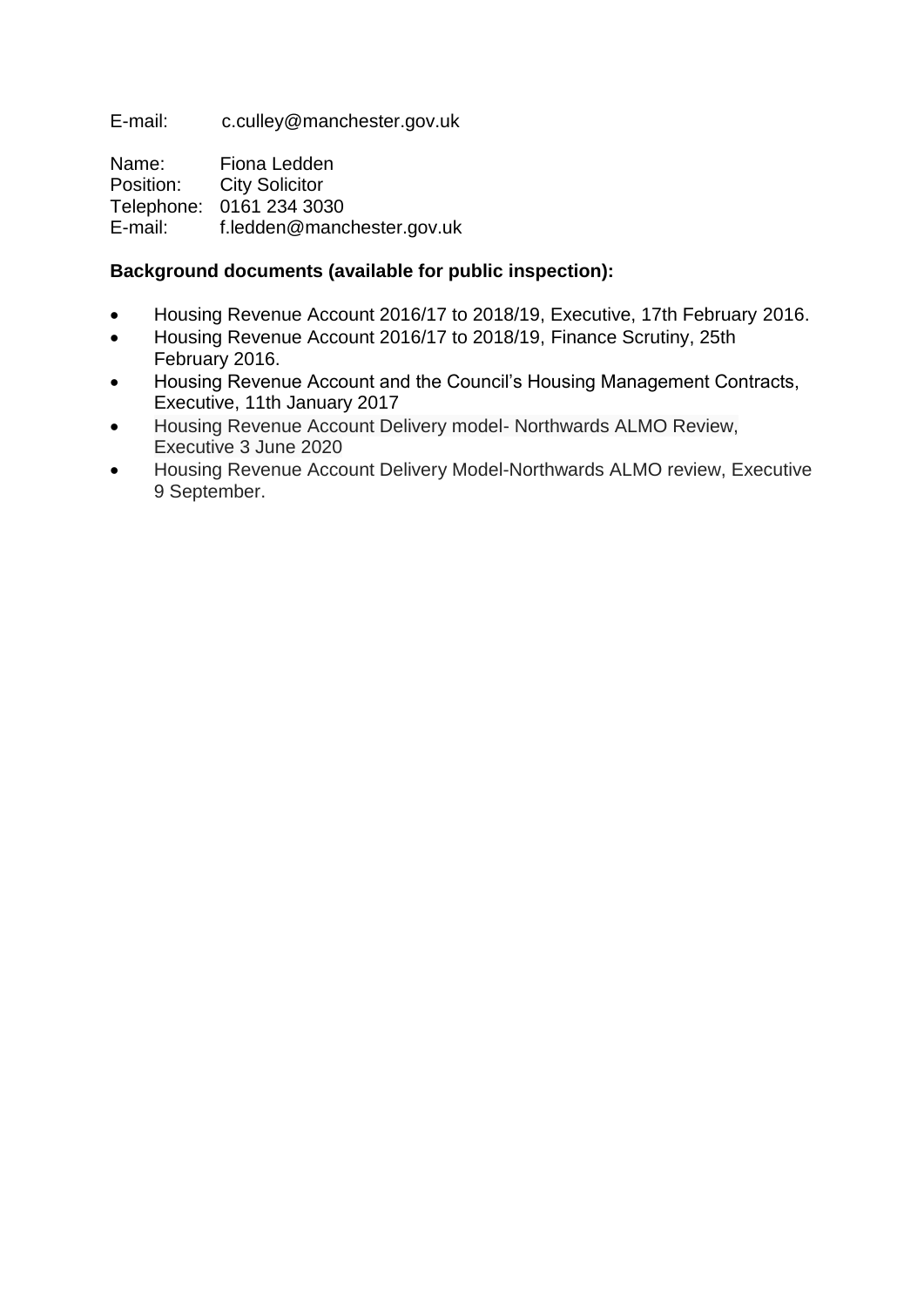E-mail: c.culley@manchester.gov.uk

Name: Fiona Ledden
Position: City Solicitor
Telephone: 0161 234 3030
E-mail: f.ledden@manchester.gov.uk

**Background documents (available for public inspection):**

- Housing Revenue Account 2016/17 to 2018/19, Executive, 17th February 2016.
- Housing Revenue Account 2016/17 to 2018/19, Finance Scrutiny, 25th February 2016.
- Housing Revenue Account and the Council's Housing Management Contracts, Executive, 11th January 2017
- Housing Revenue Account Delivery model- Northwards ALMO Review, Executive 3 June 2020
- Housing Revenue Account Delivery Model-Northwards ALMO review, Executive 9 September.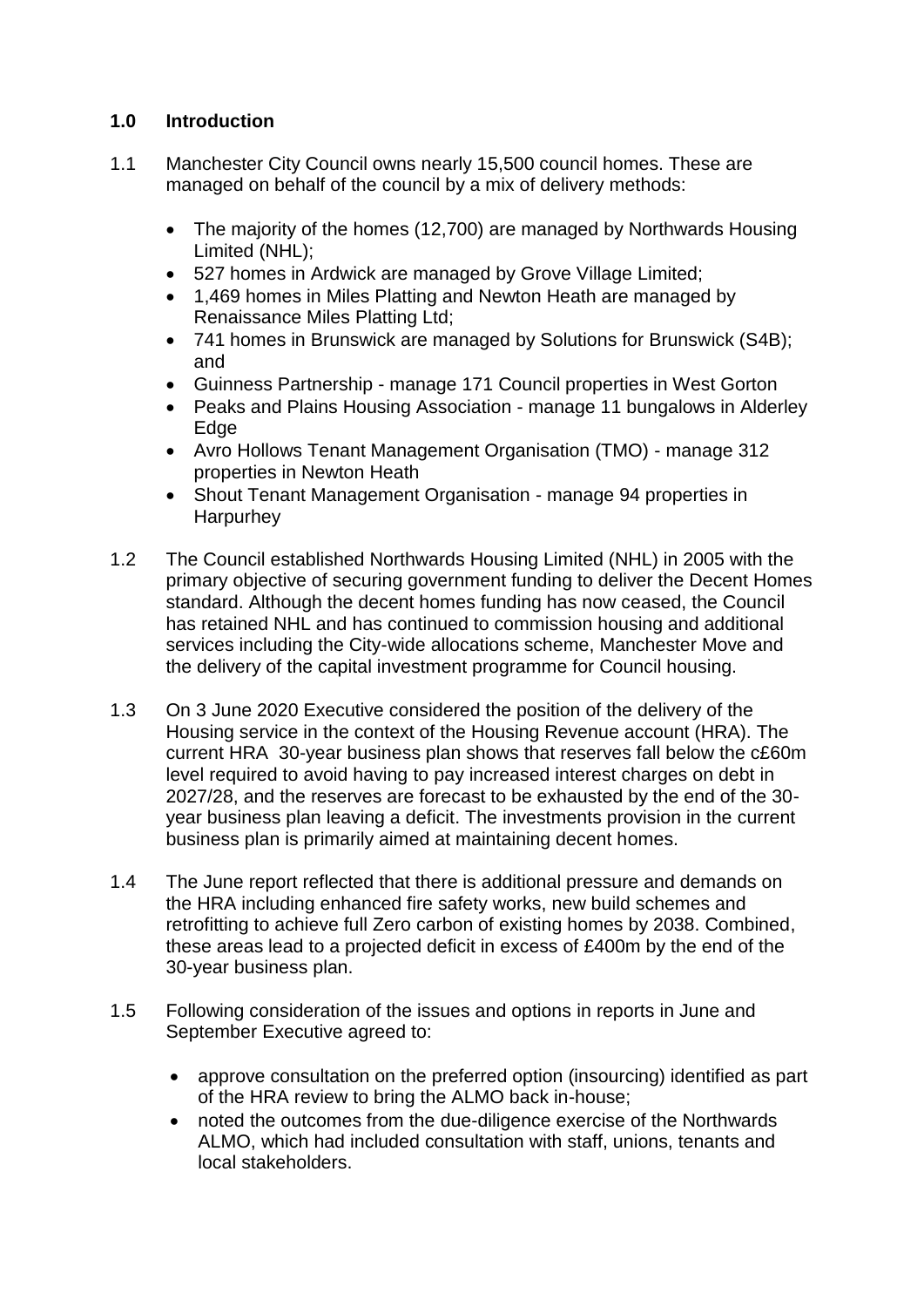## 1.0 Introduction

1.1 Manchester City Council owns nearly 15,500 council homes. These are managed on behalf of the council by a mix of delivery methods:

- The majority of the homes (12,700) are managed by Northwards Housing Limited (NHL);
- 527 homes in Ardwick are managed by Grove Village Limited;
- 1,469 homes in Miles Platting and Newton Heath are managed by Renaissance Miles Platting Ltd;
- 741 homes in Brunswick are managed by Solutions for Brunswick (S4B); and
- Guinness Partnership - manage 171 Council properties in West Gorton
- Peaks and Plains Housing Association - manage 11 bungalows in Alderley Edge
- Avro Hollows Tenant Management Organisation (TMO) - manage 312 properties in Newton Heath
- Shout Tenant Management Organisation - manage 94 properties in Harpurhey

1.2 The Council established Northwards Housing Limited (NHL) in 2005 with the primary objective of securing government funding to deliver the Decent Homes standard. Although the decent homes funding has now ceased, the Council has retained NHL and has continued to commission housing and additional services including the City-wide allocations scheme, Manchester Move and the delivery of the capital investment programme for Council housing.

1.3 On 3 June 2020 Executive considered the position of the delivery of the Housing service in the context of the Housing Revenue account (HRA). The current HRA 30-year business plan shows that reserves fall below the c£60m level required to avoid having to pay increased interest charges on debt in 2027/28, and the reserves are forecast to be exhausted by the end of the 30-year business plan leaving a deficit. The investments provision in the current business plan is primarily aimed at maintaining decent homes.

1.4 The June report reflected that there is additional pressure and demands on the HRA including enhanced fire safety works, new build schemes and retrofitting to achieve full Zero carbon of existing homes by 2038. Combined, these areas lead to a projected deficit in excess of £400m by the end of the 30-year business plan.

1.5 Following consideration of the issues and options in reports in June and September Executive agreed to:

- approve consultation on the preferred option (insourcing) identified as part of the HRA review to bring the ALMO back in-house;
- noted the outcomes from the due-diligence exercise of the Northwards ALMO, which had included consultation with staff, unions, tenants and local stakeholders.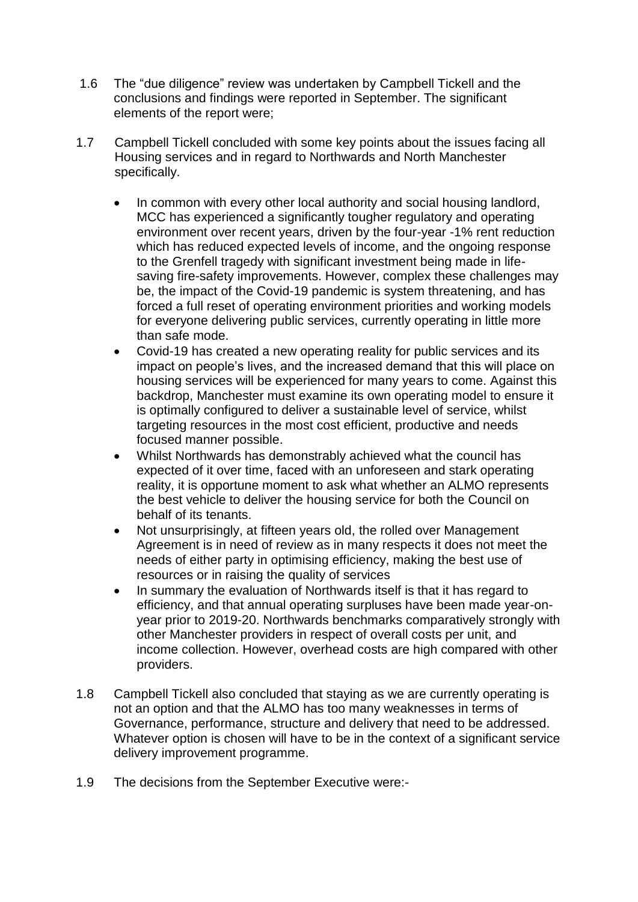1.6 The "due diligence" review was undertaken by Campbell Tickell and the conclusions and findings were reported in September. The significant elements of the report were;

1.7 Campbell Tickell concluded with some key points about the issues facing all Housing services and in regard to Northwards and North Manchester specifically.

- In common with every other local authority and social housing landlord, MCC has experienced a significantly tougher regulatory and operating environment over recent years, driven by the four-year -1% rent reduction which has reduced expected levels of income, and the ongoing response to the Grenfell tragedy with significant investment being made in life-saving fire-safety improvements. However, complex these challenges may be, the impact of the Covid-19 pandemic is system threatening, and has forced a full reset of operating environment priorities and working models for everyone delivering public services, currently operating in little more than safe mode.
- Covid-19 has created a new operating reality for public services and its impact on people's lives, and the increased demand that this will place on housing services will be experienced for many years to come. Against this backdrop, Manchester must examine its own operating model to ensure it is optimally configured to deliver a sustainable level of service, whilst targeting resources in the most cost efficient, productive and needs focused manner possible.
- Whilst Northwards has demonstrably achieved what the council has expected of it over time, faced with an unforeseen and stark operating reality, it is opportune moment to ask what whether an ALMO represents the best vehicle to deliver the housing service for both the Council on behalf of its tenants.
- Not unsurprisingly, at fifteen years old, the rolled over Management Agreement is in need of review as in many respects it does not meet the needs of either party in optimising efficiency, making the best use of resources or in raising the quality of services
- In summary the evaluation of Northwards itself is that it has regard to efficiency, and that annual operating surpluses have been made year-on-year prior to 2019-20. Northwards benchmarks comparatively strongly with other Manchester providers in respect of overall costs per unit, and income collection. However, overhead costs are high compared with other providers.

1.8 Campbell Tickell also concluded that staying as we are currently operating is not an option and that the ALMO has too many weaknesses in terms of Governance, performance, structure and delivery that need to be addressed. Whatever option is chosen will have to be in the context of a significant service delivery improvement programme.

1.9 The decisions from the September Executive were:-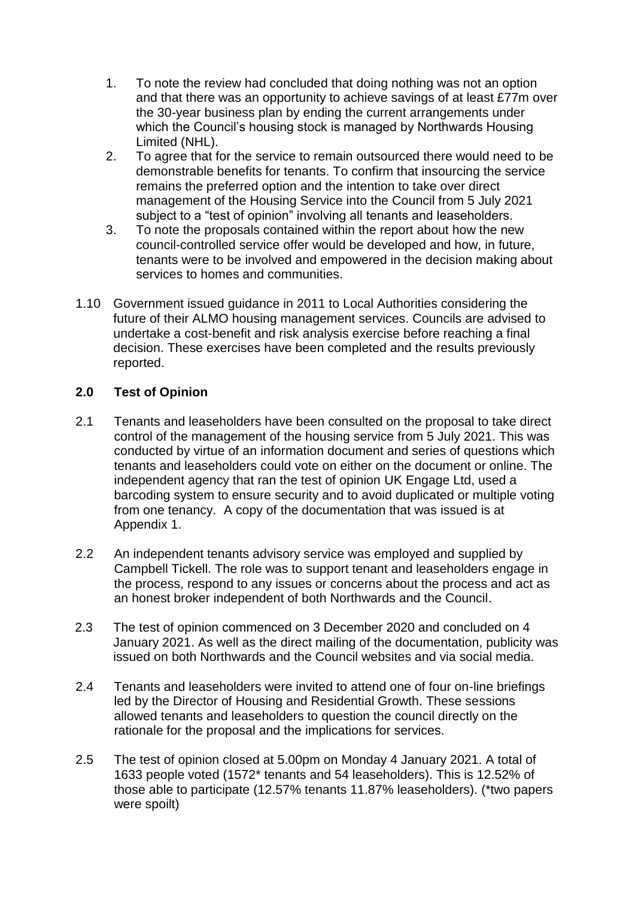1. To note the review had concluded that doing nothing was not an option and that there was an opportunity to achieve savings of at least £77m over the 30-year business plan by ending the current arrangements under which the Council's housing stock is managed by Northwards Housing Limited (NHL).
2. To agree that for the service to remain outsourced there would need to be demonstrable benefits for tenants. To confirm that insourcing the service remains the preferred option and the intention to take over direct management of the Housing Service into the Council from 5 July 2021 subject to a "test of opinion" involving all tenants and leaseholders.
3. To note the proposals contained within the report about how the new council-controlled service offer would be developed and how, in future, tenants were to be involved and empowered in the decision making about services to homes and communities.

1.10 Government issued guidance in 2011 to Local Authorities considering the future of their ALMO housing management services. Councils are advised to undertake a cost-benefit and risk analysis exercise before reaching a final decision. These exercises have been completed and the results previously reported.

## 2.0 Test of Opinion

2.1 Tenants and leaseholders have been consulted on the proposal to take direct control of the management of the housing service from 5 July 2021. This was conducted by virtue of an information document and series of questions which tenants and leaseholders could vote on either on the document or online. The independent agency that ran the test of opinion UK Engage Ltd, used a barcoding system to ensure security and to avoid duplicated or multiple voting from one tenancy. A copy of the documentation that was issued is at Appendix 1.

2.2 An independent tenants advisory service was employed and supplied by Campbell Tickell. The role was to support tenant and leaseholders engage in the process, respond to any issues or concerns about the process and act as an honest broker independent of both Northwards and the Council.

2.3 The test of opinion commenced on 3 December 2020 and concluded on 4 January 2021. As well as the direct mailing of the documentation, publicity was issued on both Northwards and the Council websites and via social media.

2.4 Tenants and leaseholders were invited to attend one of four on-line briefings led by the Director of Housing and Residential Growth. These sessions allowed tenants and leaseholders to question the council directly on the rationale for the proposal and the implications for services.

2.5 The test of opinion closed at 5.00pm on Monday 4 January 2021. A total of 1633 people voted (1572* tenants and 54 leaseholders). This is 12.52% of those able to participate (12.57% tenants 11.87% leaseholders). (*two papers were spoilt)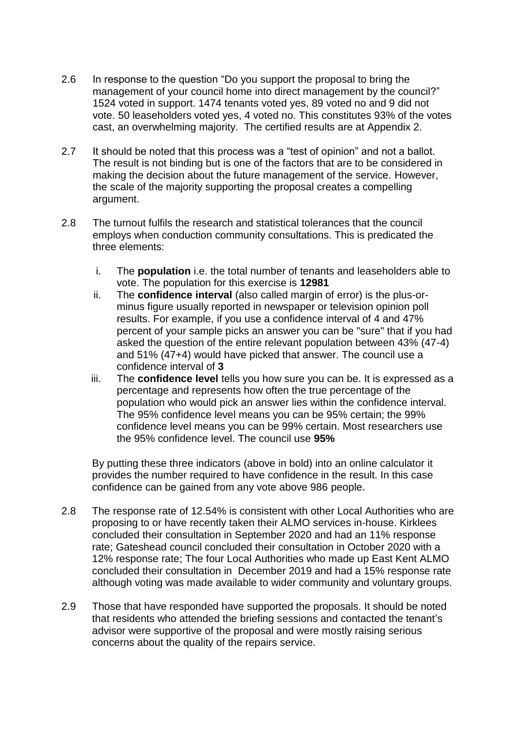2.6 In response to the question "Do you support the proposal to bring the management of your council home into direct management by the council?" 1524 voted in support. 1474 tenants voted yes, 89 voted no and 9 did not vote. 50 leaseholders voted yes, 4 voted no. This constitutes 93% of the votes cast, an overwhelming majority. The certified results are at Appendix 2.

2.7 It should be noted that this process was a "test of opinion" and not a ballot. The result is not binding but is one of the factors that are to be considered in making the decision about the future management of the service. However, the scale of the majority supporting the proposal creates a compelling argument.

2.8 The turnout fulfils the research and statistical tolerances that the council employs when conduction community consultations. This is predicated the three elements:

i. The **population** i.e. the total number of tenants and leaseholders able to vote. The population for this exercise is **12981**

ii. The **confidence interval** (also called margin of error) is the plus-or-minus figure usually reported in newspaper or television opinion poll results. For example, if you use a confidence interval of 4 and 47% percent of your sample picks an answer you can be "sure" that if you had asked the question of the entire relevant population between 43% (47-4) and 51% (47+4) would have picked that answer. The council use a confidence interval of **3**

iii. The **confidence level** tells you how sure you can be. It is expressed as a percentage and represents how often the true percentage of the population who would pick an answer lies within the confidence interval. The 95% confidence level means you can be 95% certain; the 99% confidence level means you can be 99% certain. Most researchers use the 95% confidence level. The council use **95%**

By putting these three indicators (above in bold) into an online calculator it provides the number required to have confidence in the result. In this case confidence can be gained from any vote above 986 people.

2.8 The response rate of 12.54% is consistent with other Local Authorities who are proposing to or have recently taken their ALMO services in-house. Kirklees concluded their consultation in September 2020 and had an 11% response rate; Gateshead council concluded their consultation in October 2020 with a 12% response rate; The four Local Authorities who made up East Kent ALMO concluded their consultation in December 2019 and had a 15% response rate although voting was made available to wider community and voluntary groups.

2.9 Those that have responded have supported the proposals. It should be noted that residents who attended the briefing sessions and contacted the tenant's advisor were supportive of the proposal and were mostly raising serious concerns about the quality of the repairs service.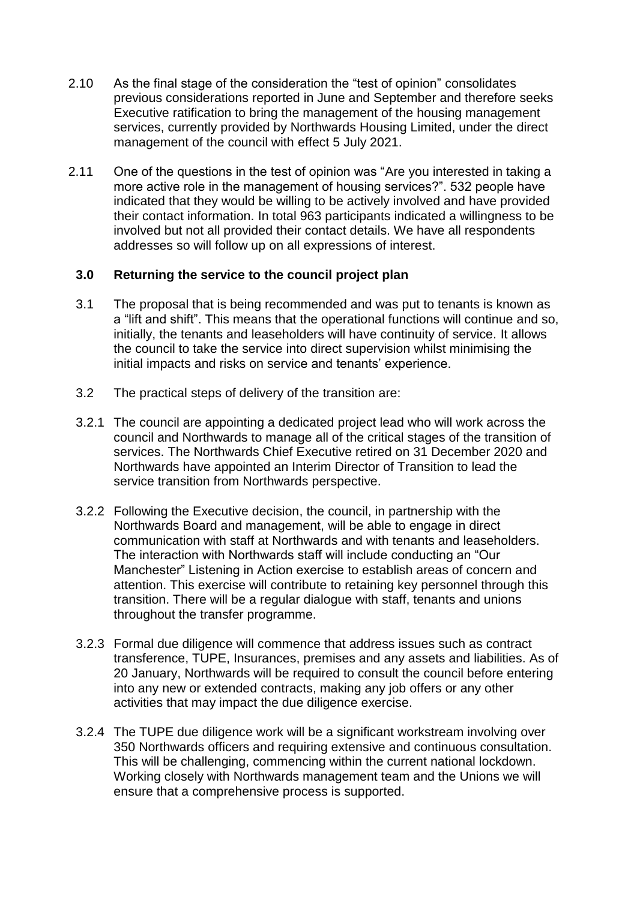2.10 As the final stage of the consideration the "test of opinion" consolidates previous considerations reported in June and September and therefore seeks Executive ratification to bring the management of the housing management services, currently provided by Northwards Housing Limited, under the direct management of the council with effect 5 July 2021.

2.11 One of the questions in the test of opinion was "Are you interested in taking a more active role in the management of housing services?". 532 people have indicated that they would be willing to be actively involved and have provided their contact information. In total 963 participants indicated a willingness to be involved but not all provided their contact details. We have all respondents addresses so will follow up on all expressions of interest.

## 3.0 Returning the service to the council project plan

3.1 The proposal that is being recommended and was put to tenants is known as a "lift and shift". This means that the operational functions will continue and so, initially, the tenants and leaseholders will have continuity of service. It allows the council to take the service into direct supervision whilst minimising the initial impacts and risks on service and tenants' experience.

3.2 The practical steps of delivery of the transition are:

3.2.1 The council are appointing a dedicated project lead who will work across the council and Northwards to manage all of the critical stages of the transition of services. The Northwards Chief Executive retired on 31 December 2020 and Northwards have appointed an Interim Director of Transition to lead the service transition from Northwards perspective.

3.2.2 Following the Executive decision, the council, in partnership with the Northwards Board and management, will be able to engage in direct communication with staff at Northwards and with tenants and leaseholders. The interaction with Northwards staff will include conducting an "Our Manchester" Listening in Action exercise to establish areas of concern and attention. This exercise will contribute to retaining key personnel through this transition. There will be a regular dialogue with staff, tenants and unions throughout the transfer programme.

3.2.3 Formal due diligence will commence that address issues such as contract transference, TUPE, Insurances, premises and any assets and liabilities. As of 20 January, Northwards will be required to consult the council before entering into any new or extended contracts, making any job offers or any other activities that may impact the due diligence exercise.

3.2.4 The TUPE due diligence work will be a significant workstream involving over 350 Northwards officers and requiring extensive and continuous consultation. This will be challenging, commencing within the current national lockdown. Working closely with Northwards management team and the Unions we will ensure that a comprehensive process is supported.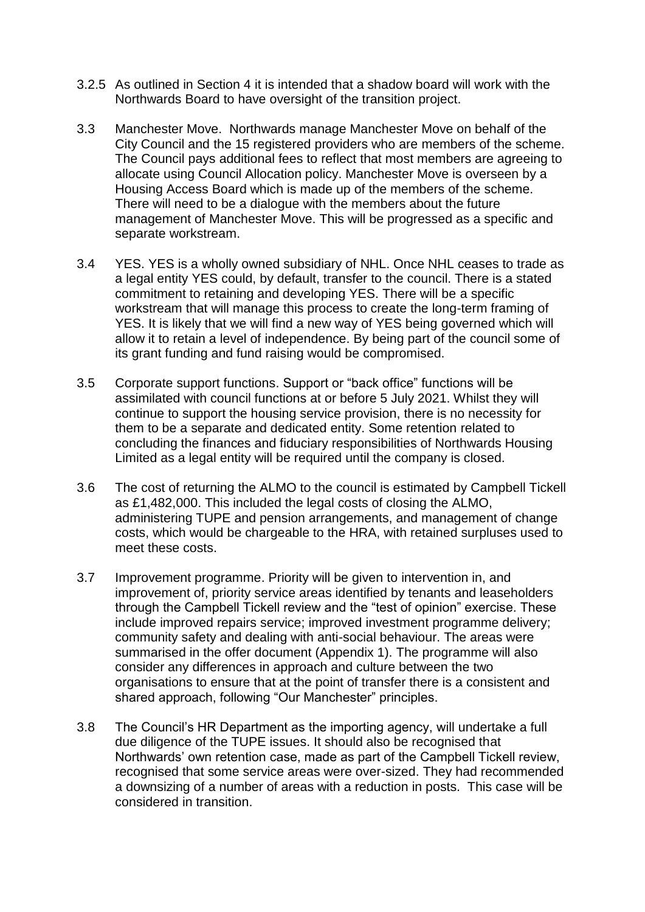3.2.5 As outlined in Section 4 it is intended that a shadow board will work with the Northwards Board to have oversight of the transition project.

3.3 Manchester Move. Northwards manage Manchester Move on behalf of the City Council and the 15 registered providers who are members of the scheme. The Council pays additional fees to reflect that most members are agreeing to allocate using Council Allocation policy. Manchester Move is overseen by a Housing Access Board which is made up of the members of the scheme. There will need to be a dialogue with the members about the future management of Manchester Move. This will be progressed as a specific and separate workstream.

3.4 YES. YES is a wholly owned subsidiary of NHL. Once NHL ceases to trade as a legal entity YES could, by default, transfer to the council. There is a stated commitment to retaining and developing YES. There will be a specific workstream that will manage this process to create the long-term framing of YES. It is likely that we will find a new way of YES being governed which will allow it to retain a level of independence. By being part of the council some of its grant funding and fund raising would be compromised.

3.5 Corporate support functions. Support or "back office" functions will be assimilated with council functions at or before 5 July 2021. Whilst they will continue to support the housing service provision, there is no necessity for them to be a separate and dedicated entity. Some retention related to concluding the finances and fiduciary responsibilities of Northwards Housing Limited as a legal entity will be required until the company is closed.

3.6 The cost of returning the ALMO to the council is estimated by Campbell Tickell as £1,482,000. This included the legal costs of closing the ALMO, administering TUPE and pension arrangements, and management of change costs, which would be chargeable to the HRA, with retained surpluses used to meet these costs.

3.7 Improvement programme. Priority will be given to intervention in, and improvement of, priority service areas identified by tenants and leaseholders through the Campbell Tickell review and the "test of opinion" exercise. These include improved repairs service; improved investment programme delivery; community safety and dealing with anti-social behaviour. The areas were summarised in the offer document (Appendix 1). The programme will also consider any differences in approach and culture between the two organisations to ensure that at the point of transfer there is a consistent and shared approach, following "Our Manchester" principles.

3.8 The Council's HR Department as the importing agency, will undertake a full due diligence of the TUPE issues. It should also be recognised that Northwards' own retention case, made as part of the Campbell Tickell review, recognised that some service areas were over-sized. They had recommended a downsizing of a number of areas with a reduction in posts. This case will be considered in transition.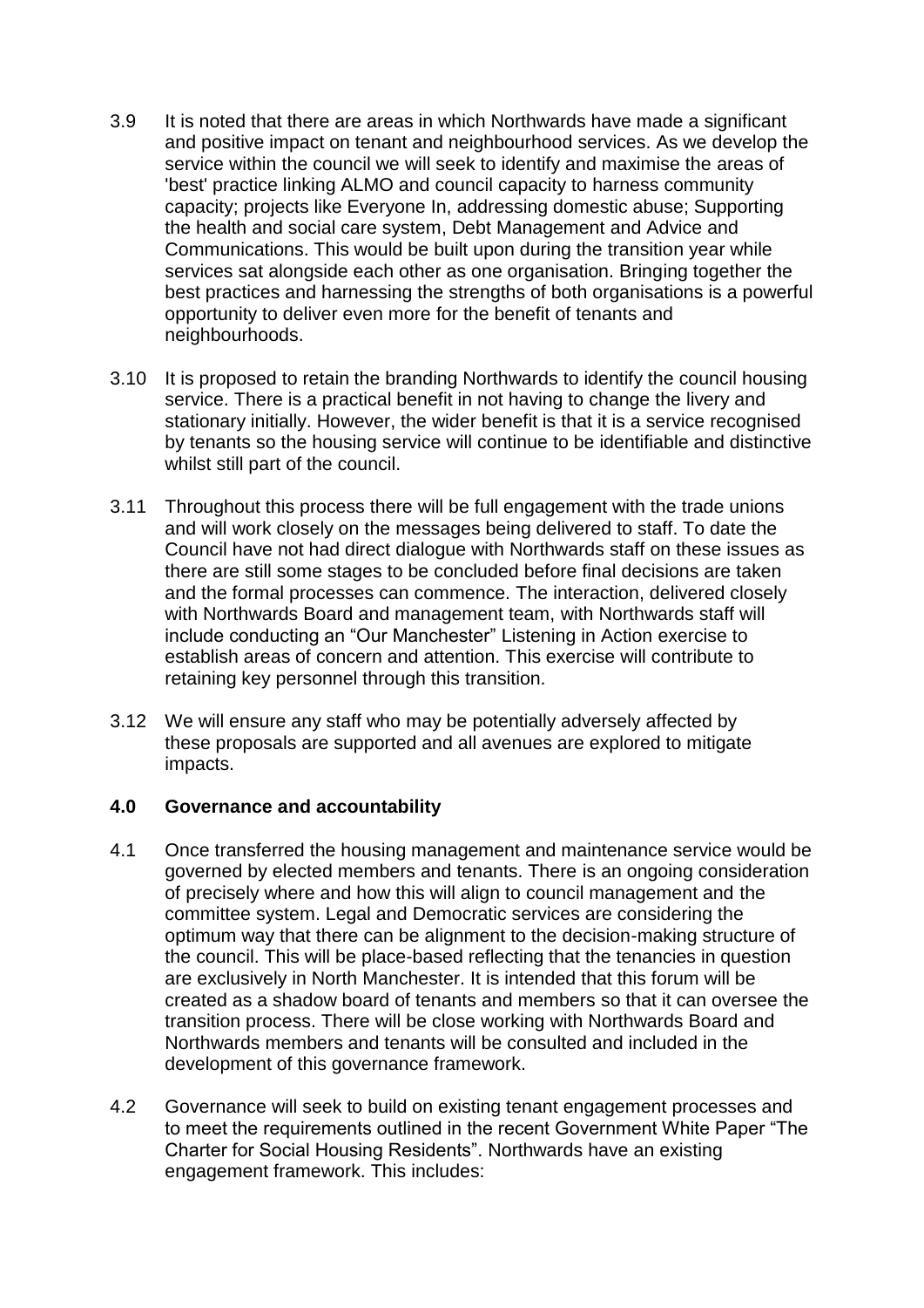3.9 It is noted that there are areas in which Northwards have made a significant and positive impact on tenant and neighbourhood services. As we develop the service within the council we will seek to identify and maximise the areas of 'best' practice linking ALMO and council capacity to harness community capacity; projects like Everyone In, addressing domestic abuse; Supporting the health and social care system, Debt Management and Advice and Communications. This would be built upon during the transition year while services sat alongside each other as one organisation. Bringing together the best practices and harnessing the strengths of both organisations is a powerful opportunity to deliver even more for the benefit of tenants and neighbourhoods.

3.10 It is proposed to retain the branding Northwards to identify the council housing service. There is a practical benefit in not having to change the livery and stationary initially. However, the wider benefit is that it is a service recognised by tenants so the housing service will continue to be identifiable and distinctive whilst still part of the council.

3.11 Throughout this process there will be full engagement with the trade unions and will work closely on the messages being delivered to staff. To date the Council have not had direct dialogue with Northwards staff on these issues as there are still some stages to be concluded before final decisions are taken and the formal processes can commence. The interaction, delivered closely with Northwards Board and management team, with Northwards staff will include conducting an "Our Manchester" Listening in Action exercise to establish areas of concern and attention. This exercise will contribute to retaining key personnel through this transition.

3.12 We will ensure any staff who may be potentially adversely affected by these proposals are supported and all avenues are explored to mitigate impacts.

## 4.0 Governance and accountability

4.1 Once transferred the housing management and maintenance service would be governed by elected members and tenants. There is an ongoing consideration of precisely where and how this will align to council management and the committee system. Legal and Democratic services are considering the optimum way that there can be alignment to the decision-making structure of the council. This will be place-based reflecting that the tenancies in question are exclusively in North Manchester. It is intended that this forum will be created as a shadow board of tenants and members so that it can oversee the transition process. There will be close working with Northwards Board and Northwards members and tenants will be consulted and included in the development of this governance framework.

4.2 Governance will seek to build on existing tenant engagement processes and to meet the requirements outlined in the recent Government White Paper "The Charter for Social Housing Residents". Northwards have an existing engagement framework. This includes: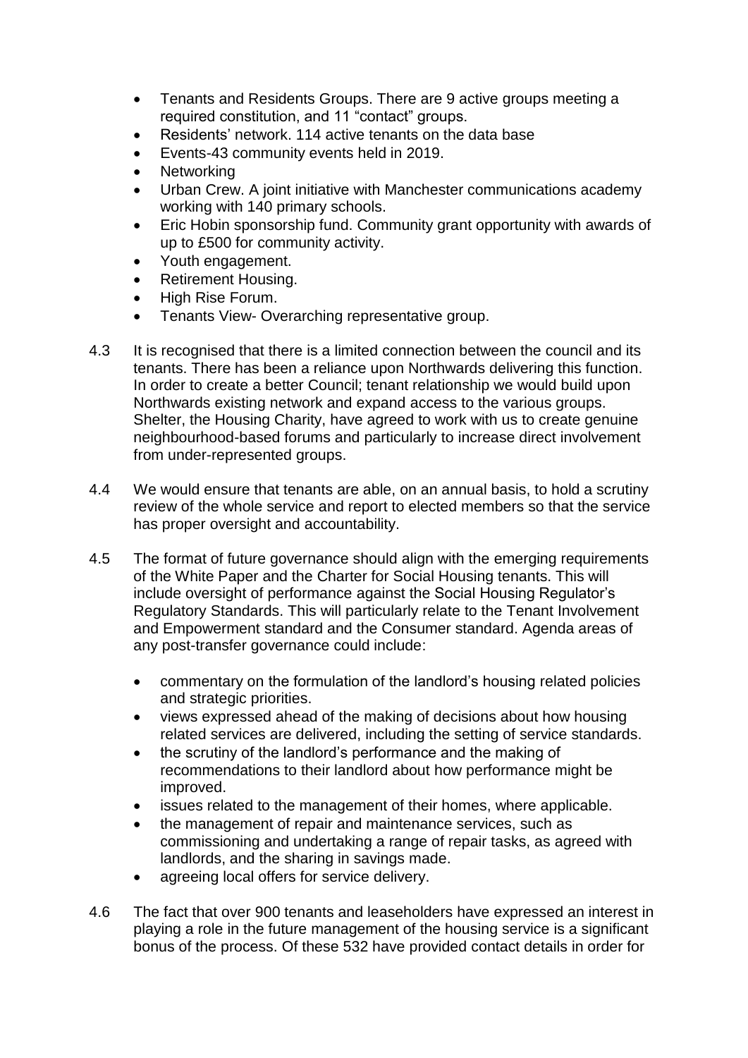- Tenants and Residents Groups. There are 9 active groups meeting a required constitution, and 11 "contact" groups.
- Residents' network. 114 active tenants on the data base
- Events-43 community events held in 2019.
- Networking
- Urban Crew. A joint initiative with Manchester communications academy working with 140 primary schools.
- Eric Hobin sponsorship fund. Community grant opportunity with awards of up to £500 for community activity.
- Youth engagement.
- Retirement Housing.
- High Rise Forum.
- Tenants View- Overarching representative group.

4.3 It is recognised that there is a limited connection between the council and its tenants. There has been a reliance upon Northwards delivering this function. In order to create a better Council; tenant relationship we would build upon Northwards existing network and expand access to the various groups. Shelter, the Housing Charity, have agreed to work with us to create genuine neighbourhood-based forums and particularly to increase direct involvement from under-represented groups.

4.4 We would ensure that tenants are able, on an annual basis, to hold a scrutiny review of the whole service and report to elected members so that the service has proper oversight and accountability.

4.5 The format of future governance should align with the emerging requirements of the White Paper and the Charter for Social Housing tenants. This will include oversight of performance against the Social Housing Regulator's Regulatory Standards. This will particularly relate to the Tenant Involvement and Empowerment standard and the Consumer standard. Agenda areas of any post-transfer governance could include:

- commentary on the formulation of the landlord's housing related policies and strategic priorities.
- views expressed ahead of the making of decisions about how housing related services are delivered, including the setting of service standards.
- the scrutiny of the landlord's performance and the making of recommendations to their landlord about how performance might be improved.
- issues related to the management of their homes, where applicable.
- the management of repair and maintenance services, such as commissioning and undertaking a range of repair tasks, as agreed with landlords, and the sharing in savings made.
- agreeing local offers for service delivery.

4.6 The fact that over 900 tenants and leaseholders have expressed an interest in playing a role in the future management of the housing service is a significant bonus of the process. Of these 532 have provided contact details in order for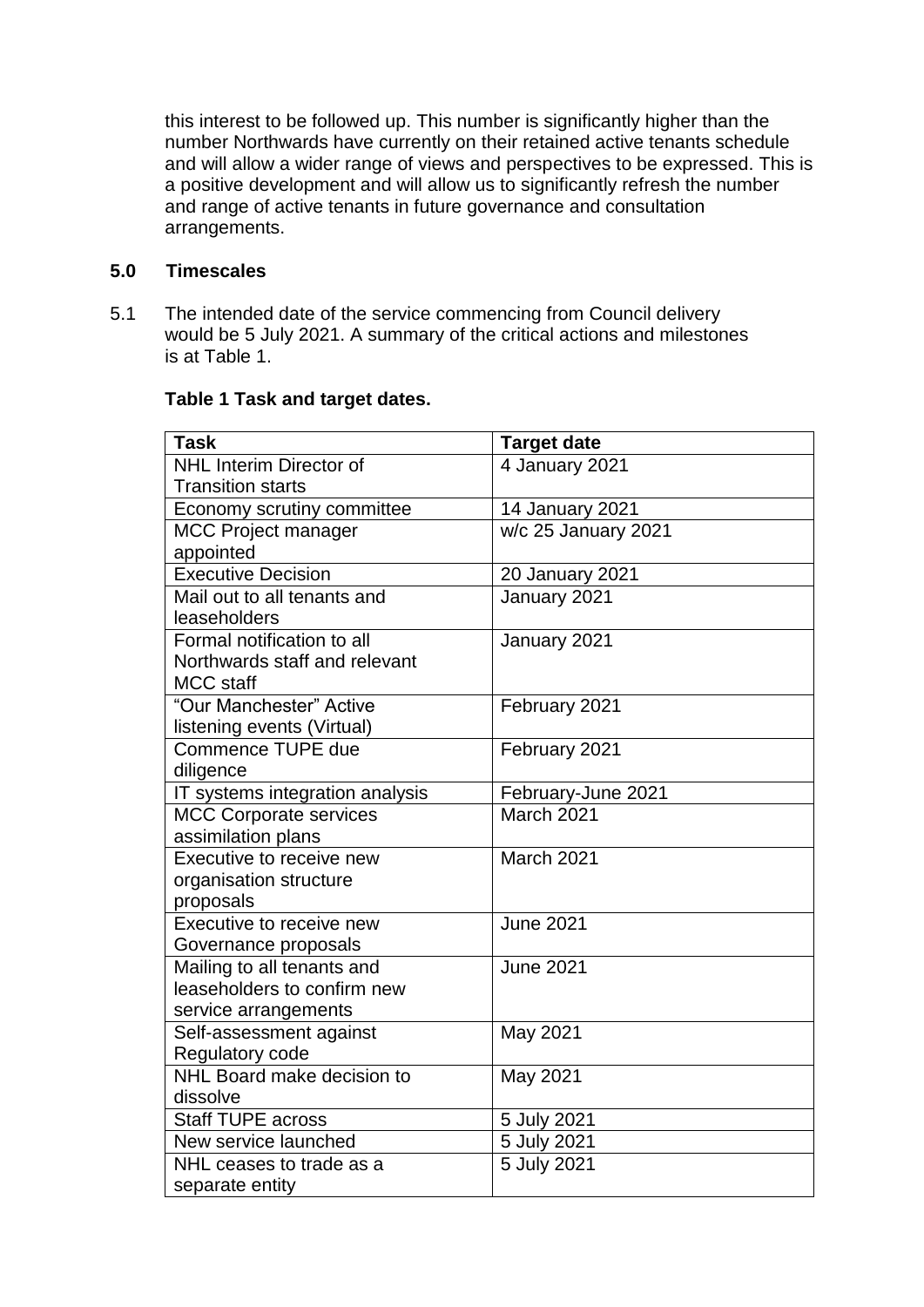this interest to be followed up. This number is significantly higher than the number Northwards have currently on their retained active tenants schedule and will allow a wider range of views and perspectives to be expressed. This is a positive development and will allow us to significantly refresh the number and range of active tenants in future governance and consultation arrangements.

## 5.0 Timescales

5.1 The intended date of the service commencing from Council delivery would be 5 July 2021. A summary of the critical actions and milestones is at Table 1.

**Table 1 Task and target dates.**

| Task | Target date |
|---|---|
| NHL Interim Director of Transition starts | 4 January 2021 |
| Economy scrutiny committee | 14 January 2021 |
| MCC Project manager appointed | w/c 25 January 2021 |
| Executive Decision | 20 January 2021 |
| Mail out to all tenants and leaseholders | January 2021 |
| Formal notification to all Northwards staff and relevant MCC staff | January 2021 |
| "Our Manchester" Active listening events (Virtual) | February 2021 |
| Commence TUPE due diligence | February 2021 |
| IT systems integration analysis | February-June 2021 |
| MCC Corporate services assimilation plans | March 2021 |
| Executive to receive new organisation structure proposals | March 2021 |
| Executive to receive new Governance proposals | June 2021 |
| Mailing to all tenants and leaseholders to confirm new service arrangements | June 2021 |
| Self-assessment against Regulatory code | May 2021 |
| NHL Board make decision to dissolve | May 2021 |
| Staff TUPE across | 5 July 2021 |
| New service launched | 5 July 2021 |
| NHL ceases to trade as a separate entity | 5 July 2021 |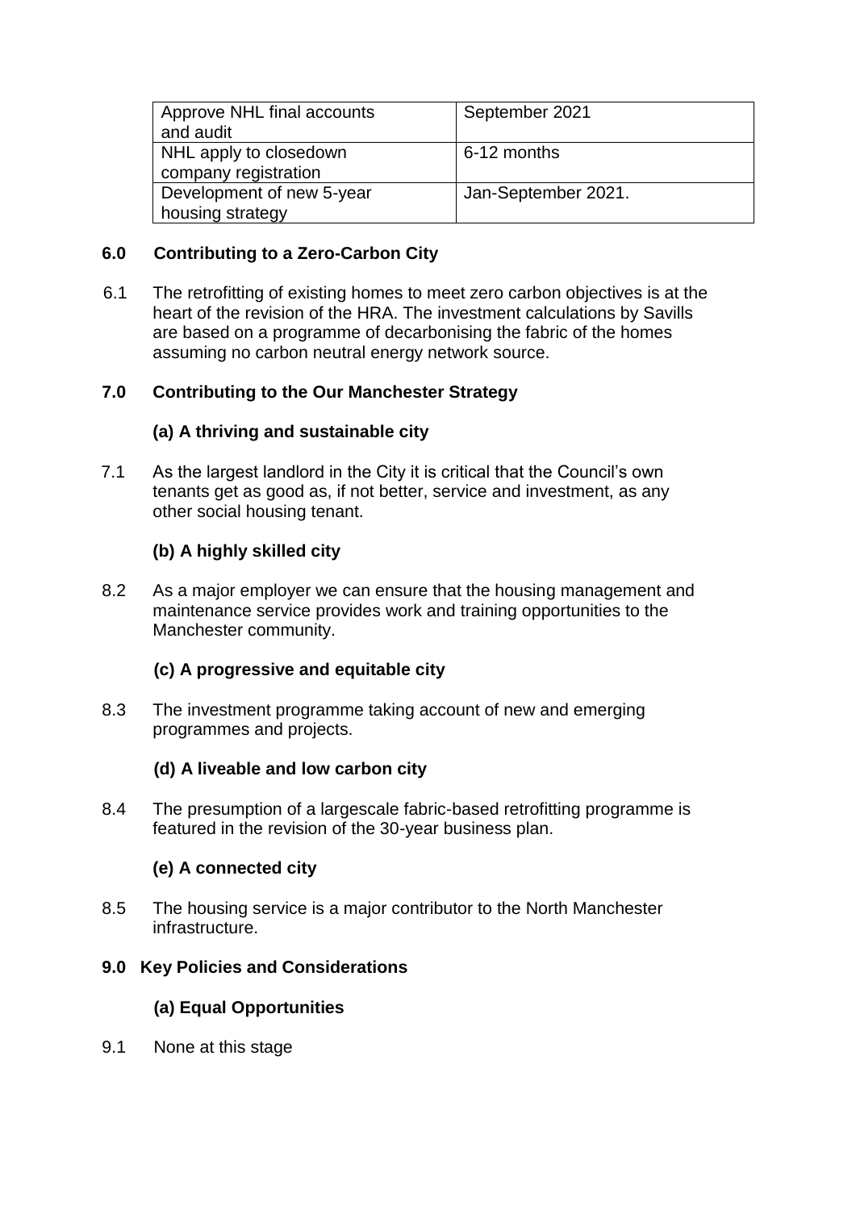| Approve NHL final accounts and audit | September 2021 |
|---|---|
| NHL apply to closedown company registration | 6-12 months |
| Development of new 5-year housing strategy | Jan-September 2021. |

## 6.0 Contributing to a Zero-Carbon City

6.1 The retrofitting of existing homes to meet zero carbon objectives is at the heart of the revision of the HRA. The investment calculations by Savills are based on a programme of decarbonising the fabric of the homes assuming no carbon neutral energy network source.

## 7.0 Contributing to the Our Manchester Strategy

### (a) A thriving and sustainable city

7.1 As the largest landlord in the City it is critical that the Council's own tenants get as good as, if not better, service and investment, as any other social housing tenant.

### (b) A highly skilled city

8.2 As a major employer we can ensure that the housing management and maintenance service provides work and training opportunities to the Manchester community.

### (c) A progressive and equitable city

8.3 The investment programme taking account of new and emerging programmes and projects.

### (d) A liveable and low carbon city

8.4 The presumption of a largescale fabric-based retrofitting programme is featured in the revision of the 30-year business plan.

### (e) A connected city

8.5 The housing service is a major contributor to the North Manchester infrastructure.

## 9.0 Key Policies and Considerations

### (a) Equal Opportunities

9.1 None at this stage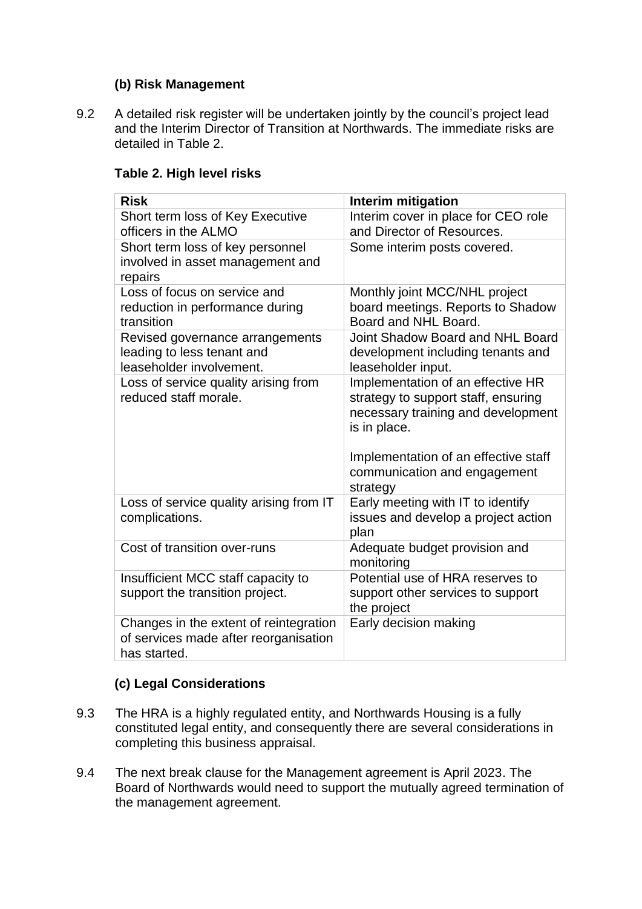### (b) Risk Management

9.2 A detailed risk register will be undertaken jointly by the council's project lead and the Interim Director of Transition at Northwards. The immediate risks are detailed in Table 2.

**Table 2. High level risks**

| Risk | Interim mitigation |
|---|---|
| Short term loss of Key Executive officers in the ALMO | Interim cover in place for CEO role and Director of Resources. |
| Short term loss of key personnel involved in asset management and repairs | Some interim posts covered. |
| Loss of focus on service and reduction in performance during transition | Monthly joint MCC/NHL project board meetings. Reports to Shadow Board and NHL Board. |
| Revised governance arrangements leading to less tenant and leaseholder involvement. | Joint Shadow Board and NHL Board development including tenants and leaseholder input. |
| Loss of service quality arising from reduced staff morale. | Implementation of an effective HR strategy to support staff, ensuring necessary training and development is in place.<br><br>Implementation of an effective staff communication and engagement strategy |
| Loss of service quality arising from IT complications. | Early meeting with IT to identify issues and develop a project action plan |
| Cost of transition over-runs | Adequate budget provision and monitoring |
| Insufficient MCC staff capacity to support the transition project. | Potential use of HRA reserves to support other services to support the project |
| Changes in the extent of reintegration of services made after reorganisation has started. | Early decision making |

### (c) Legal Considerations

9.3 The HRA is a highly regulated entity, and Northwards Housing is a fully constituted legal entity, and consequently there are several considerations in completing this business appraisal.

9.4 The next break clause for the Management agreement is April 2023. The Board of Northwards would need to support the mutually agreed termination of the management agreement.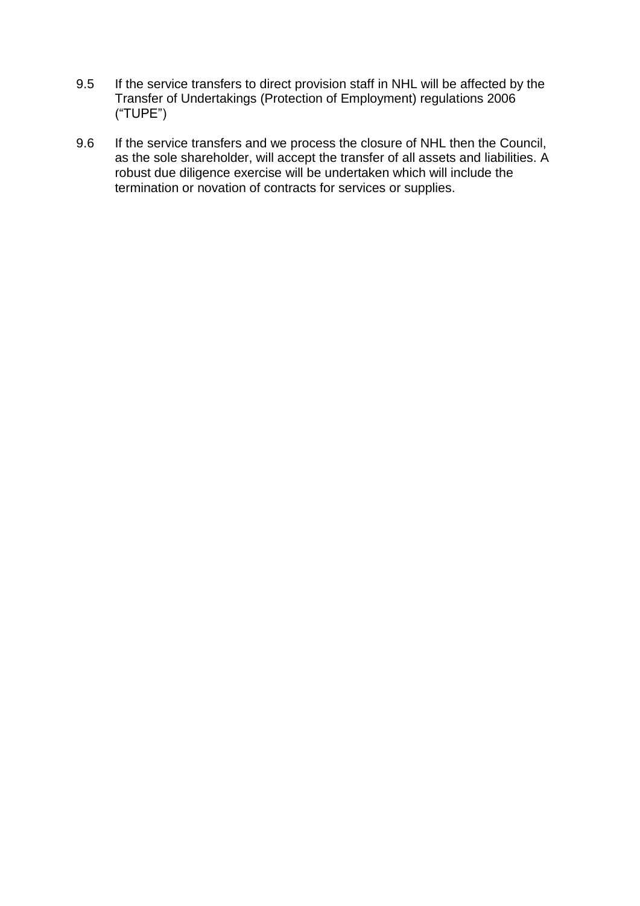9.5 If the service transfers to direct provision staff in NHL will be affected by the Transfer of Undertakings (Protection of Employment) regulations 2006 ("TUPE")

9.6 If the service transfers and we process the closure of NHL then the Council, as the sole shareholder, will accept the transfer of all assets and liabilities. A robust due diligence exercise will be undertaken which will include the termination or novation of contracts for services or supplies.